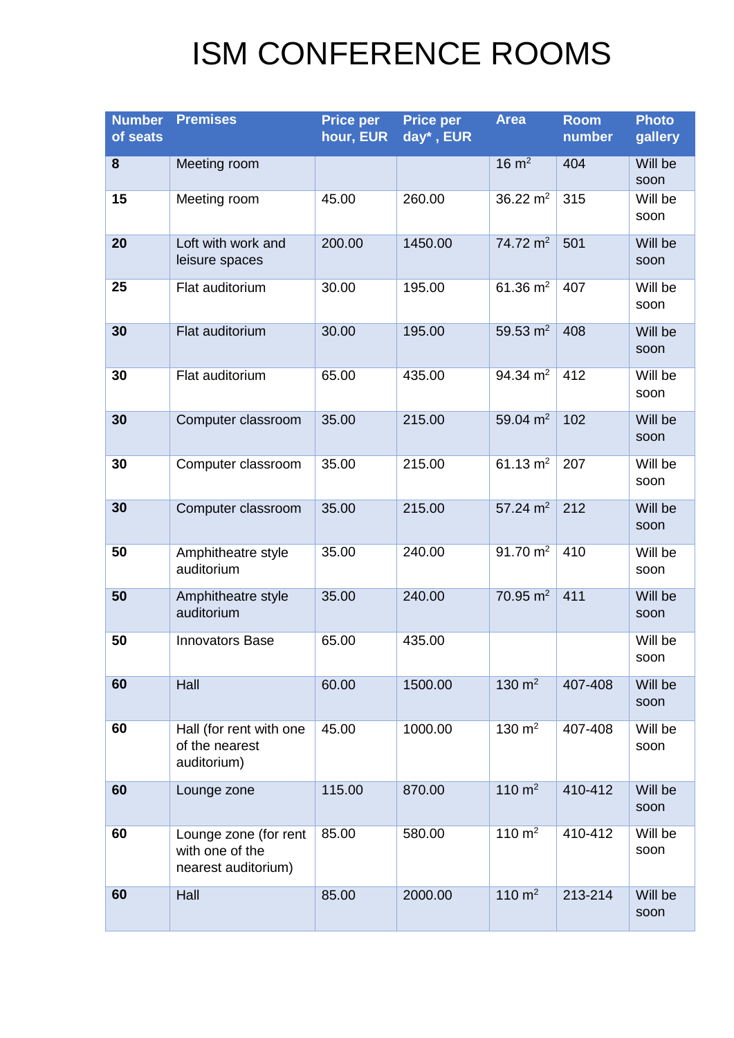# ISM CONFERENCE ROOMS

| Number of seats | Premises | Price per hour, EUR | Price per day*, EUR | Area | Room number | Photo gallery |
|---|---|---|---|---|---|---|
| **8** | Meeting room | | | 16 $m^2$ | 404 | Will be soon |
| **15** | Meeting room | 45.00 | 260.00 | 36.22 $m^2$ | 315 | Will be soon |
| **20** | Loft with work and leisure spaces | 200.00 | 1450.00 | 74.72 $m^2$ | 501 | Will be soon |
| **25** | Flat auditorium | 30.00 | 195.00 | 61.36 $m^2$ | 407 | Will be soon |
| **30** | Flat auditorium | 30.00 | 195.00 | 59.53 $m^2$ | 408 | Will be soon |
| **30** | Flat auditorium | 65.00 | 435.00 | 94.34 $m^2$ | 412 | Will be soon |
| **30** | Computer classroom | 35.00 | 215.00 | 59.04 $m^2$ | 102 | Will be soon |
| **30** | Computer classroom | 35.00 | 215.00 | 61.13 $m^2$ | 207 | Will be soon |
| **30** | Computer classroom | 35.00 | 215.00 | 57.24 $m^2$ | 212 | Will be soon |
| **50** | Amphitheatre style auditorium | 35.00 | 240.00 | 91.70 $m^2$ | 410 | Will be soon |
| **50** | Amphitheatre style auditorium | 35.00 | 240.00 | 70.95 $m^2$ | 411 | Will be soon |
| **50** | Innovators Base | 65.00 | 435.00 | | | Will be soon |
| **60** | Hall | 60.00 | 1500.00 | 130 $m^2$ | 407-408 | Will be soon |
| **60** | Hall (for rent with one of the nearest auditorium) | 45.00 | 1000.00 | 130 $m^2$ | 407-408 | Will be soon |
| **60** | Lounge zone | 115.00 | 870.00 | 110 $m^2$ | 410-412 | Will be soon |
| **60** | Lounge zone (for rent with one of the nearest auditorium) | 85.00 | 580.00 | 110 $m^2$ | 410-412 | Will be soon |
| **60** | Hall | 85.00 | 2000.00 | 110 $m^2$ | 213-214 | Will be soon |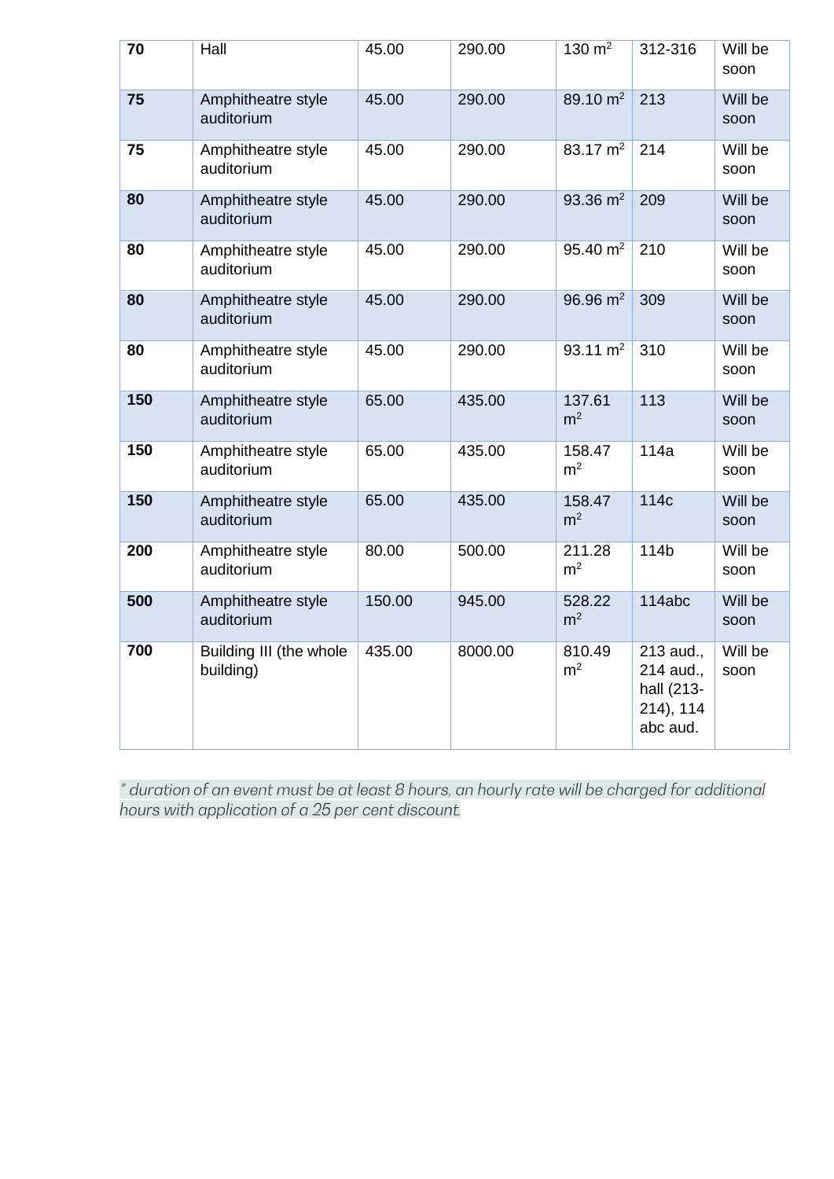| | | | | | | |
|---|---|---|---|---|---|---|
| **70** | Hall | 45.00 | 290.00 | 130 $m^2$ | 312-316 | Will be soon |
| **75** | Amphitheatre style auditorium | 45.00 | 290.00 | 89.10 $m^2$ | 213 | Will be soon |
| **75** | Amphitheatre style auditorium | 45.00 | 290.00 | 83.17 $m^2$ | 214 | Will be soon |
| **80** | Amphitheatre style auditorium | 45.00 | 290.00 | 93.36 $m^2$ | 209 | Will be soon |
| **80** | Amphitheatre style auditorium | 45.00 | 290.00 | 95.40 $m^2$ | 210 | Will be soon |
| **80** | Amphitheatre style auditorium | 45.00 | 290.00 | 96.96 $m^2$ | 309 | Will be soon |
| **80** | Amphitheatre style auditorium | 45.00 | 290.00 | 93.11 $m^2$ | 310 | Will be soon |
| **150** | Amphitheatre style auditorium | 65.00 | 435.00 | 137.61 $m^2$ | 113 | Will be soon |
| **150** | Amphitheatre style auditorium | 65.00 | 435.00 | 158.47 $m^2$ | 114a | Will be soon |
| **150** | Amphitheatre style auditorium | 65.00 | 435.00 | 158.47 $m^2$ | 114c | Will be soon |
| **200** | Amphitheatre style auditorium | 80.00 | 500.00 | 211.28 $m^2$ | 114b | Will be soon |
| **500** | Amphitheatre style auditorium | 150.00 | 945.00 | 528.22 $m^2$ | 114abc | Will be soon |
| **700** | Building III (the whole building) | 435.00 | 8000.00 | 810.49 $m^2$ | 213 aud., 214 aud., hall (213-214), 114 abc aud. | Will be soon |

*\* duration of an event must be at least 8 hours, an hourly rate will be charged for additional hours with application of a 25 per cent discount.*